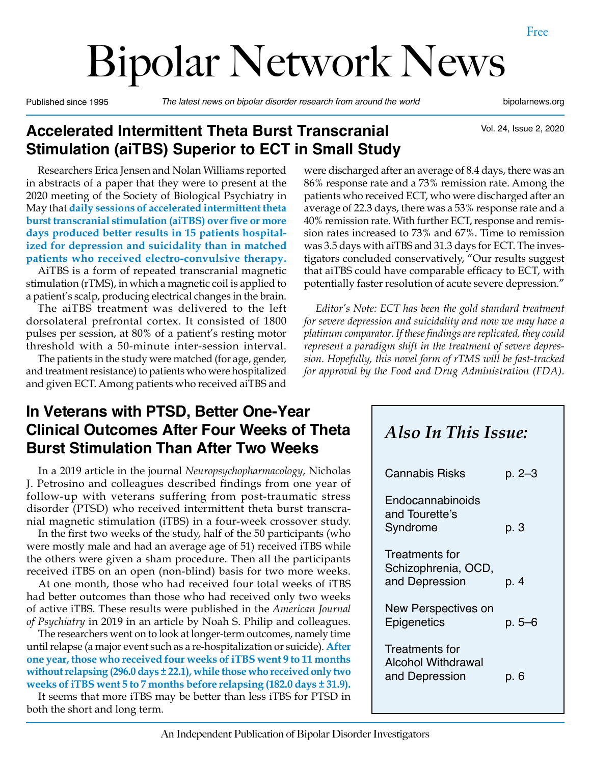Free

# Bipolar Network News

Published since 1995 | *The latest news on bipolar disorder research from around the world* | bipolarnews.org

Vol. 24, Issue 2, 2020

## Accelerated Intermittent Theta Burst Transcranial Stimulation (aiTBS) Superior to ECT in Small Study

Researchers Erica Jensen and Nolan Williams reported in abstracts of a paper that they were to present at the 2020 meeting of the Society of Biological Psychiatry in May that **daily sessions of accelerated intermittent theta burst transcranial stimulation (aiTBS) over five or more days produced better results in 15 patients hospitalized for depression and suicidality than in matched patients who received electro-convulsive therapy.**

AiTBS is a form of repeated transcranial magnetic stimulation (rTMS), in which a magnetic coil is applied to a patient's scalp, producing electrical changes in the brain.

The aiTBS treatment was delivered to the left dorsolateral prefrontal cortex. It consisted of 1800 pulses per session, at 80% of a patient's resting motor threshold with a 50-minute inter-session interval.

The patients in the study were matched (for age, gender, and treatment resistance) to patients who were hospitalized and given ECT. Among patients who received aiTBS and were discharged after an average of 8.4 days, there was an 86% response rate and a 73% remission rate. Among the patients who received ECT, who were discharged after an average of 22.3 days, there was a 53% response rate and a 40% remission rate. With further ECT, response and remission rates increased to 73% and 67%. Time to remission was 3.5 days with aiTBS and 31.3 days for ECT. The investigators concluded conservatively, "Our results suggest that aiTBS could have comparable efficacy to ECT, with potentially faster resolution of acute severe depression."

*Editor's Note: ECT has been the gold standard treatment for severe depression and suicidality and now we may have a platinum comparator. If these findings are replicated, they could represent a paradigm shift in the treatment of severe depression. Hopefully, this novel form of rTMS will be fast-tracked for approval by the Food and Drug Administration (FDA).*

## In Veterans with PTSD, Better One-Year Clinical Outcomes After Four Weeks of Theta Burst Stimulation Than After Two Weeks

In a 2019 article in the journal *Neuropsychopharmacology*, Nicholas J. Petrosino and colleagues described findings from one year of follow-up with veterans suffering from post-traumatic stress disorder (PTSD) who received intermittent theta burst transcranial magnetic stimulation (iTBS) in a four-week crossover study.

In the first two weeks of the study, half of the 50 participants (who were mostly male and had an average age of 51) received iTBS while the others were given a sham procedure. Then all the participants received iTBS on an open (non-blind) basis for two more weeks.

At one month, those who had received four total weeks of iTBS had better outcomes than those who had received only two weeks of active iTBS. These results were published in the *American Journal of Psychiatry* in 2019 in an article by Noah S. Philip and colleagues.

The researchers went on to look at longer-term outcomes, namely time until relapse (a major event such as a re-hospitalization or suicide). **After one year, those who received four weeks of iTBS went 9 to 11 months without relapsing (296.0 days ± 22.1), while those who received only two weeks of iTBS went 5 to 7 months before relapsing (182.0 days ± 31.9).**

It seems that more iTBS may be better than less iTBS for PTSD in both the short and long term.

### *Also In This Issue:*

| | |
|---|---|
| Cannabis Risks | p. 2–3 |
| Endocannabinoids and Tourette's Syndrome | p. 3 |
| Treatments for Schizophrenia, OCD, and Depression | p. 4 |
| New Perspectives on Epigenetics | p. 5–6 |
| Treatments for Alcohol Withdrawal and Depression | p. 6 |

An Independent Publication of Bipolar Disorder Investigators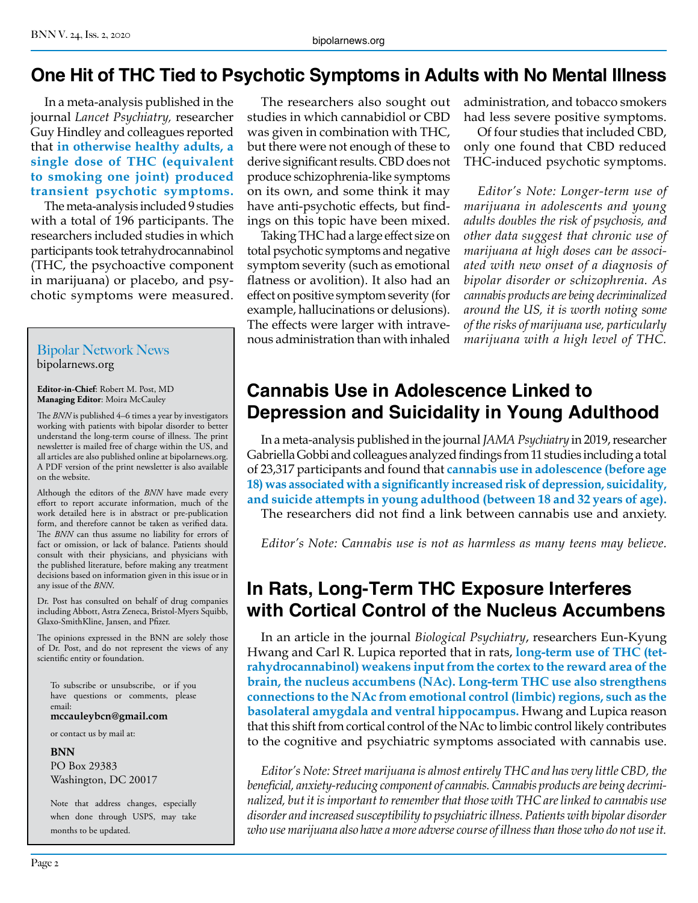# One Hit of THC Tied to Psychotic Symptoms in Adults with No Mental Illness

In a meta-analysis published in the journal *Lancet Psychiatry,* researcher Guy Hindley and colleagues reported that **in otherwise healthy adults, a single dose of THC (equivalent to smoking one joint) produced transient psychotic symptoms.**

The meta-analysis included 9 studies with a total of 196 participants. The researchers included studies in which participants took tetrahydrocannabinol (THC, the psychoactive component in marijuana) or placebo, and psychotic symptoms were measured.

The researchers also sought out studies in which cannabidiol or CBD was given in combination with THC, but there were not enough of these to derive significant results. CBD does not produce schizophrenia-like symptoms on its own, and some think it may have anti-psychotic effects, but findings on this topic have been mixed.

Taking THC had a large effect size on total psychotic symptoms and negative symptom severity (such as emotional flatness or avolition). It also had an effect on positive symptom severity (for example, hallucinations or delusions). The effects were larger with intravenous administration than with inhaled administration, and tobacco smokers had less severe positive symptoms.

Of four studies that included CBD, only one found that CBD reduced THC-induced psychotic symptoms.

*Editor's Note: Longer-term use of marijuana in adolescents and young adults doubles the risk of psychosis, and other data suggest that chronic use of marijuana at high doses can be associated with new onset of a diagnosis of bipolar disorder or schizophrenia. As cannabis products are being decriminalized around the US, it is worth noting some of the risks of marijuana use, particularly marijuana with a high level of THC.*

---

**Bipolar Network News**
bipolarnews.org

**Editor-in-Chief**: Robert M. Post, MD
**Managing Editor**: Moira McCauley

The *BNN* is published 4–6 times a year by investigators working with patients with bipolar disorder to better understand the long-term course of illness. The print newsletter is mailed free of charge within the US, and all articles are also published online at bipolarnews.org. A PDF version of the print newsletter is also available on the website.

Although the editors of the *BNN* have made every effort to report accurate information, much of the work detailed here is in abstract or pre-publication form, and therefore cannot be taken as verified data. The *BNN* can thus assume no liability for errors of fact or omission, or lack of balance. Patients should consult with their physicians, and physicians with the published literature, before making any treatment decisions based on information given in this issue or in any issue of the *BNN*.

Dr. Post has consulted on behalf of drug companies including Abbott, Astra Zeneca, Bristol-Myers Squibb, Glaxo-SmithKline, Jansen, and Pfizer.

The opinions expressed in the BNN are solely those of Dr. Post, and do not represent the views of any scientific entity or foundation.

To subscribe or unsubscribe, or if you have questions or comments, please email:
**mccauleybcn@gmail.com**

or contact us by mail at:

**BNN**
PO Box 29383
Washington, DC 20017

Note that address changes, especially when done through USPS, may take months to be updated.

---

# Cannabis Use in Adolescence Linked to Depression and Suicidality in Young Adulthood

In a meta-analysis published in the journal *JAMA Psychiatry* in 2019, researcher Gabriella Gobbi and colleagues analyzed findings from 11 studies including a total of 23,317 participants and found that **cannabis use in adolescence (before age 18) was associated with a significantly increased risk of depression, suicidality, and suicide attempts in young adulthood (between 18 and 32 years of age).**

The researchers did not find a link between cannabis use and anxiety.

*Editor's Note: Cannabis use is not as harmless as many teens may believe.*

# In Rats, Long-Term THC Exposure Interferes with Cortical Control of the Nucleus Accumbens

In an article in the journal *Biological Psychiatry*, researchers Eun-Kyung Hwang and Carl R. Lupica reported that in rats, **long-term use of THC (tetrahydrocannabinol) weakens input from the cortex to the reward area of the brain, the nucleus accumbens (NAc). Long-term THC use also strengthens connections to the NAc from emotional control (limbic) regions, such as the basolateral amygdala and ventral hippocampus.** Hwang and Lupica reason that this shift from cortical control of the NAc to limbic control likely contributes to the cognitive and psychiatric symptoms associated with cannabis use.

*Editor's Note: Street marijuana is almost entirely THC and has very little CBD, the beneficial, anxiety-reducing component of cannabis. Cannabis products are being decriminalized, but it is important to remember that those with THC are linked to cannabis use disorder and increased susceptibility to psychiatric illness. Patients with bipolar disorder who use marijuana also have a more adverse course of illness than those who do not use it.*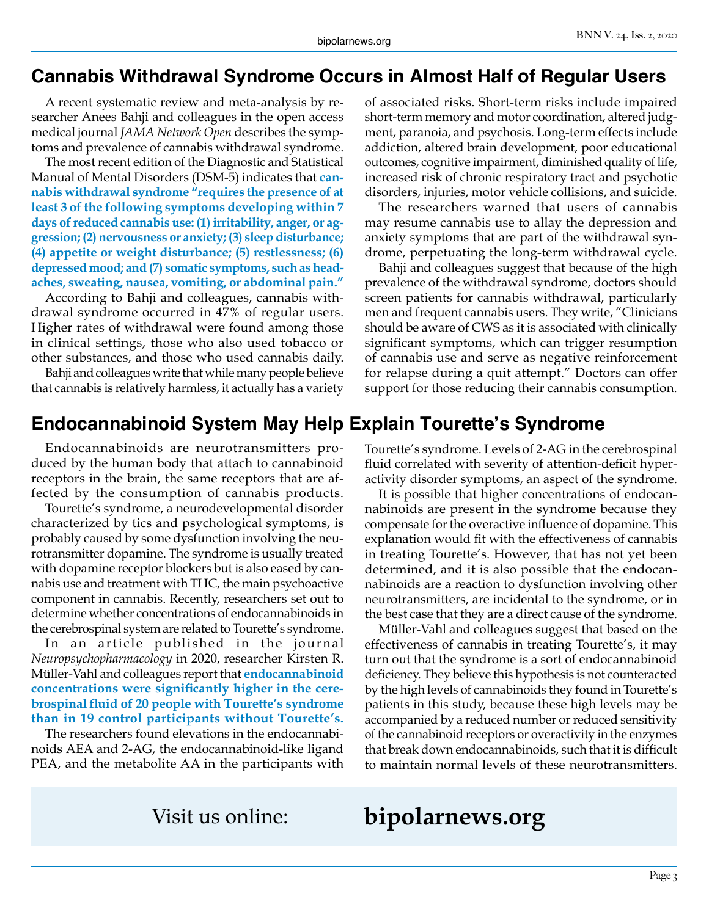## Cannabis Withdrawal Syndrome Occurs in Almost Half of Regular Users

A recent systematic review and meta-analysis by researcher Anees Bahji and colleagues in the open access medical journal *JAMA Network Open* describes the symptoms and prevalence of cannabis withdrawal syndrome.

The most recent edition of the Diagnostic and Statistical Manual of Mental Disorders (DSM-5) indicates that **cannabis withdrawal syndrome "requires the presence of at least 3 of the following symptoms developing within 7 days of reduced cannabis use: (1) irritability, anger, or aggression; (2) nervousness or anxiety; (3) sleep disturbance; (4) appetite or weight disturbance; (5) restlessness; (6) depressed mood; and (7) somatic symptoms, such as headaches, sweating, nausea, vomiting, or abdominal pain."**

According to Bahji and colleagues, cannabis withdrawal syndrome occurred in 47% of regular users. Higher rates of withdrawal were found among those in clinical settings, those who also used tobacco or other substances, and those who used cannabis daily.

Bahji and colleagues write that while many people believe that cannabis is relatively harmless, it actually has a variety of associated risks. Short-term risks include impaired short-term memory and motor coordination, altered judgment, paranoia, and psychosis. Long-term effects include addiction, altered brain development, poor educational outcomes, cognitive impairment, diminished quality of life, increased risk of chronic respiratory tract and psychotic disorders, injuries, motor vehicle collisions, and suicide.

The researchers warned that users of cannabis may resume cannabis use to allay the depression and anxiety symptoms that are part of the withdrawal syndrome, perpetuating the long-term withdrawal cycle.

Bahji and colleagues suggest that because of the high prevalence of the withdrawal syndrome, doctors should screen patients for cannabis withdrawal, particularly men and frequent cannabis users. They write, "Clinicians should be aware of CWS as it is associated with clinically significant symptoms, which can trigger resumption of cannabis use and serve as negative reinforcement for relapse during a quit attempt." Doctors can offer support for those reducing their cannabis consumption.

## Endocannabinoid System May Help Explain Tourette's Syndrome

Endocannabinoids are neurotransmitters produced by the human body that attach to cannabinoid receptors in the brain, the same receptors that are affected by the consumption of cannabis products.

Tourette's syndrome, a neurodevelopmental disorder characterized by tics and psychological symptoms, is probably caused by some dysfunction involving the neurotransmitter dopamine. The syndrome is usually treated with dopamine receptor blockers but is also eased by cannabis use and treatment with THC, the main psychoactive component in cannabis. Recently, researchers set out to determine whether concentrations of endocannabinoids in the cerebrospinal system are related to Tourette's syndrome.

In an article published in the journal *Neuropsychopharmacology* in 2020, researcher Kirsten R. Müller-Vahl and colleagues report that **endocannabinoid concentrations were significantly higher in the cerebrospinal fluid of 20 people with Tourette's syndrome than in 19 control participants without Tourette's.**

The researchers found elevations in the endocannabinoids AEA and 2-AG, the endocannabinoid-like ligand PEA, and the metabolite AA in the participants with Tourette's syndrome. Levels of 2-AG in the cerebrospinal fluid correlated with severity of attention-deficit hyperactivity disorder symptoms, an aspect of the syndrome.

It is possible that higher concentrations of endocannabinoids are present in the syndrome because they compensate for the overactive influence of dopamine. This explanation would fit with the effectiveness of cannabis in treating Tourette's. However, that has not yet been determined, and it is also possible that the endocannabinoids are a reaction to dysfunction involving other neurotransmitters, are incidental to the syndrome, or in the best case that they are a direct cause of the syndrome.

Müller-Vahl and colleagues suggest that based on the effectiveness of cannabis in treating Tourette's, it may turn out that the syndrome is a sort of endocannabinoid deficiency. They believe this hypothesis is not counteracted by the high levels of cannabinoids they found in Tourette's patients in this study, because these high levels may be accompanied by a reduced number or reduced sensitivity of the cannabinoid receptors or overactivity in the enzymes that break down endocannabinoids, such that it is difficult to maintain normal levels of these neurotransmitters.

Visit us online: **bipolarnews.org**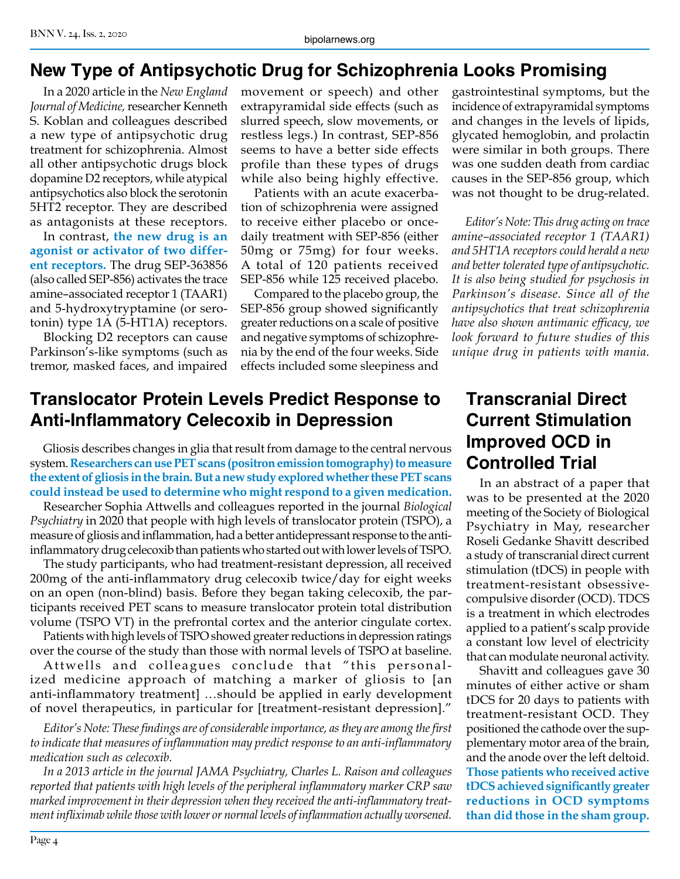# New Type of Antipsychotic Drug for Schizophrenia Looks Promising

In a 2020 article in the *New England Journal of Medicine,* researcher Kenneth S. Koblan and colleagues described a new type of antipsychotic drug treatment for schizophrenia. Almost all other antipsychotic drugs block dopamine D2 receptors, while atypical antipsychotics also block the serotonin 5HT2 receptor. They are described as antagonists at these receptors.

In contrast, **the new drug is an agonist or activator of two different receptors.** The drug SEP-363856 (also called SEP-856) activates the trace amine–associated receptor 1 (TAAR1) and 5-hydroxytryptamine (or serotonin) type 1A (5-HT1A) receptors.

Blocking D2 receptors can cause Parkinson's-like symptoms (such as tremor, masked faces, and impaired movement or speech) and other extrapyramidal side effects (such as slurred speech, slow movements, or restless legs.) In contrast, SEP-856 seems to have a better side effects profile than these types of drugs while also being highly effective.

Patients with an acute exacerbation of schizophrenia were assigned to receive either placebo or once-daily treatment with SEP-856 (either 50mg or 75mg) for four weeks. A total of 120 patients received SEP-856 while 125 received placebo.

Compared to the placebo group, the SEP-856 group showed significantly greater reductions on a scale of positive and negative symptoms of schizophrenia by the end of the four weeks. Side effects included some sleepiness and gastrointestinal symptoms, but the incidence of extrapyramidal symptoms and changes in the levels of lipids, glycated hemoglobin, and prolactin were similar in both groups. There was one sudden death from cardiac causes in the SEP-856 group, which was not thought to be drug-related.

*Editor's Note: This drug acting on trace amine–associated receptor 1 (TAAR1) and 5HT1A receptors could herald a new and better tolerated type of antipsychotic. It is also being studied for psychosis in Parkinson's disease. Since all of the antipsychotics that treat schizophrenia have also shown antimanic efficacy, we look forward to future studies of this unique drug in patients with mania.*

# Translocator Protein Levels Predict Response to Anti-Inflammatory Celecoxib in Depression

Gliosis describes changes in glia that result from damage to the central nervous system. **Researchers can use PET scans (positron emission tomography) to measure the extent of gliosis in the brain. But a new study explored whether these PET scans could instead be used to determine who might respond to a given medication.**

Researcher Sophia Attwells and colleagues reported in the journal *Biological Psychiatry* in 2020 that people with high levels of translocator protein (TSPO), a measure of gliosis and inflammation, had a better antidepressant response to the anti-inflammatory drug celecoxib than patients who started out with lower levels of TSPO.

The study participants, who had treatment-resistant depression, all received 200mg of the anti-inflammatory drug celecoxib twice/day for eight weeks on an open (non-blind) basis. Before they began taking celecoxib, the participants received PET scans to measure translocator protein total distribution volume (TSPO VT) in the prefrontal cortex and the anterior cingulate cortex.

Patients with high levels of TSPO showed greater reductions in depression ratings over the course of the study than those with normal levels of TSPO at baseline.

Attwells and colleagues conclude that "this personalized medicine approach of matching a marker of gliosis to [an anti-inflammatory treatment] …should be applied in early development of novel therapeutics, in particular for [treatment-resistant depression]."

*Editor's Note: These findings are of considerable importance, as they are among the first to indicate that measures of inflammation may predict response to an anti-inflammatory medication such as celecoxib.*

*In a 2013 article in the journal JAMA Psychiatry, Charles L. Raison and colleagues reported that patients with high levels of the peripheral inflammatory marker CRP saw marked improvement in their depression when they received the anti-inflammatory treatment infliximab while those with lower or normal levels of inflammation actually worsened.*

# Transcranial Direct Current Stimulation Improved OCD in Controlled Trial

In an abstract of a paper that was to be presented at the 2020 meeting of the Society of Biological Psychiatry in May, researcher Roseli Gedanke Shavitt described a study of transcranial direct current stimulation (tDCS) in people with treatment-resistant obsessive-compulsive disorder (OCD). TDCS is a treatment in which electrodes applied to a patient's scalp provide a constant low level of electricity that can modulate neuronal activity.

Shavitt and colleagues gave 30 minutes of either active or sham tDCS for 20 days to patients with treatment-resistant OCD. They positioned the cathode over the supplementary motor area of the brain, and the anode over the left deltoid. **Those patients who received active tDCS achieved significantly greater reductions in OCD symptoms than did those in the sham group.**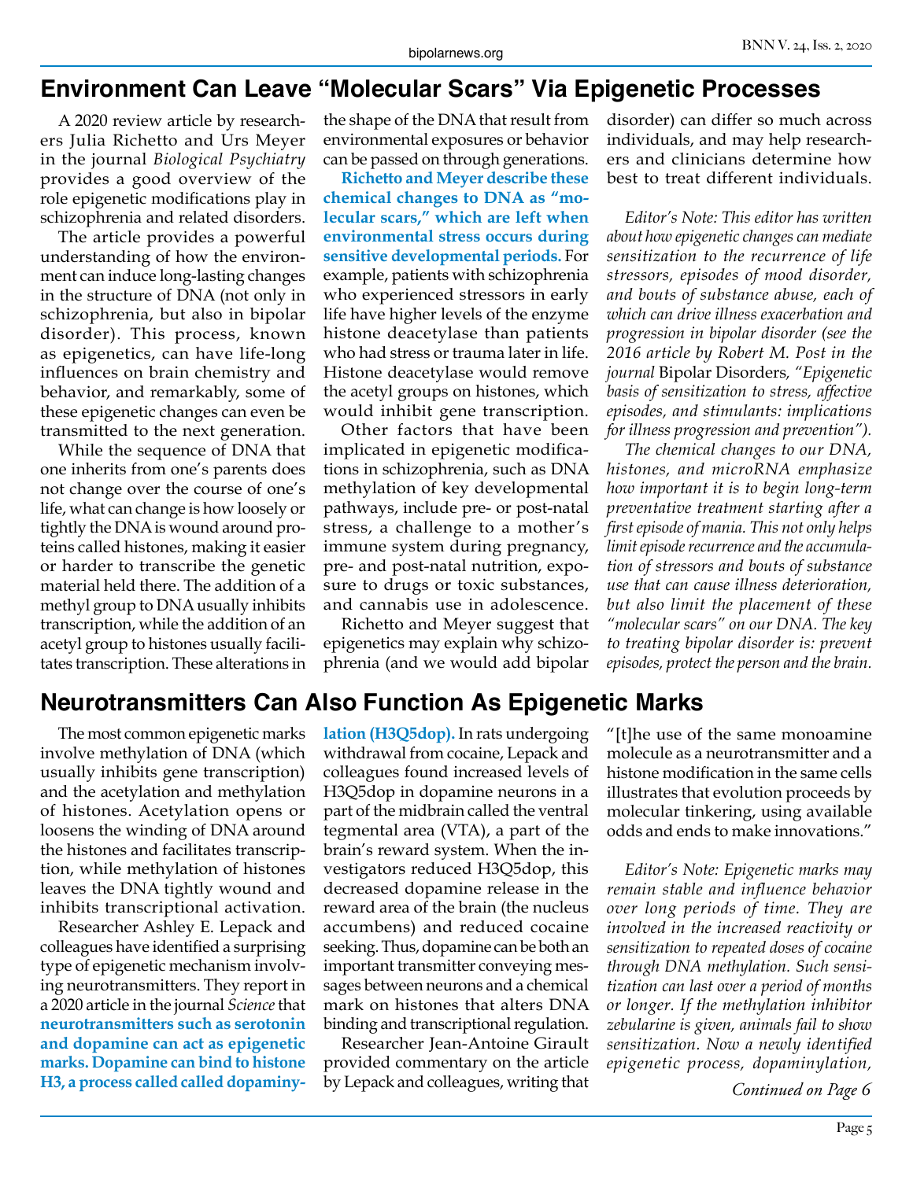## Environment Can Leave "Molecular Scars" Via Epigenetic Processes

A 2020 review article by researchers Julia Richetto and Urs Meyer in the journal *Biological Psychiatry* provides a good overview of the role epigenetic modifications play in schizophrenia and related disorders.

The article provides a powerful understanding of how the environment can induce long-lasting changes in the structure of DNA (not only in schizophrenia, but also in bipolar disorder). This process, known as epigenetics, can have life-long influences on brain chemistry and behavior, and remarkably, some of these epigenetic changes can even be transmitted to the next generation.

While the sequence of DNA that one inherits from one's parents does not change over the course of one's life, what can change is how loosely or tightly the DNA is wound around proteins called histones, making it easier or harder to transcribe the genetic material held there. The addition of a methyl group to DNA usually inhibits transcription, while the addition of an acetyl group to histones usually facilitates transcription. These alterations in the shape of the DNA that result from environmental exposures or behavior can be passed on through generations.

**Richetto and Meyer describe these chemical changes to DNA as "molecular scars," which are left when environmental stress occurs during sensitive developmental periods.** For example, patients with schizophrenia who experienced stressors in early life have higher levels of the enzyme histone deacetylase than patients who had stress or trauma later in life. Histone deacetylase would remove the acetyl groups on histones, which would inhibit gene transcription.

Other factors that have been implicated in epigenetic modifications in schizophrenia, such as DNA methylation of key developmental pathways, include pre- or post-natal stress, a challenge to a mother's immune system during pregnancy, pre- and post-natal nutrition, exposure to drugs or toxic substances, and cannabis use in adolescence.

Richetto and Meyer suggest that epigenetics may explain why schizophrenia (and we would add bipolar disorder) can differ so much across individuals, and may help researchers and clinicians determine how best to treat different individuals.

*Editor's Note: This editor has written about how epigenetic changes can mediate sensitization to the recurrence of life stressors, episodes of mood disorder, and bouts of substance abuse, each of which can drive illness exacerbation and progression in bipolar disorder (see the 2016 article by Robert M. Post in the journal* Bipolar Disorders*, "Epigenetic basis of sensitization to stress, affective episodes, and stimulants: implications for illness progression and prevention").*

*The chemical changes to our DNA, histones, and microRNA emphasize how important it is to begin long-term preventative treatment starting after a first episode of mania. This not only helps limit episode recurrence and the accumulation of stressors and bouts of substance use that can cause illness deterioration, but also limit the placement of these "molecular scars" on our DNA. The key to treating bipolar disorder is: prevent episodes, protect the person and the brain.*

## Neurotransmitters Can Also Function As Epigenetic Marks

The most common epigenetic marks involve methylation of DNA (which usually inhibits gene transcription) and the acetylation and methylation of histones. Acetylation opens or loosens the winding of DNA around the histones and facilitates transcription, while methylation of histones leaves the DNA tightly wound and inhibits transcriptional activation.

Researcher Ashley E. Lepack and colleagues have identified a surprising type of epigenetic mechanism involving neurotransmitters. They report in a 2020 article in the journal *Science* that **neurotransmitters such as serotonin and dopamine can act as epigenetic marks. Dopamine can bind to histone H3, a process called called dopaminylation (H3Q5dop).** In rats undergoing withdrawal from cocaine, Lepack and colleagues found increased levels of H3Q5dop in dopamine neurons in a part of the midbrain called the ventral tegmental area (VTA), a part of the brain's reward system. When the investigators reduced H3Q5dop, this decreased dopamine release in the reward area of the brain (the nucleus accumbens) and reduced cocaine seeking. Thus, dopamine can be both an important transmitter conveying messages between neurons and a chemical mark on histones that alters DNA binding and transcriptional regulation.

Researcher Jean-Antoine Girault provided commentary on the article by Lepack and colleagues, writing that "[t]he use of the same monoamine molecule as a neurotransmitter and a histone modification in the same cells illustrates that evolution proceeds by molecular tinkering, using available odds and ends to make innovations."

*Editor's Note: Epigenetic marks may remain stable and influence behavior over long periods of time. They are involved in the increased reactivity or sensitization to repeated doses of cocaine through DNA methylation. Such sensitization can last over a period of months or longer. If the methylation inhibitor zebularine is given, animals fail to show sensitization. Now a newly identified epigenetic process, dopaminylation,*

*Continued on Page 6*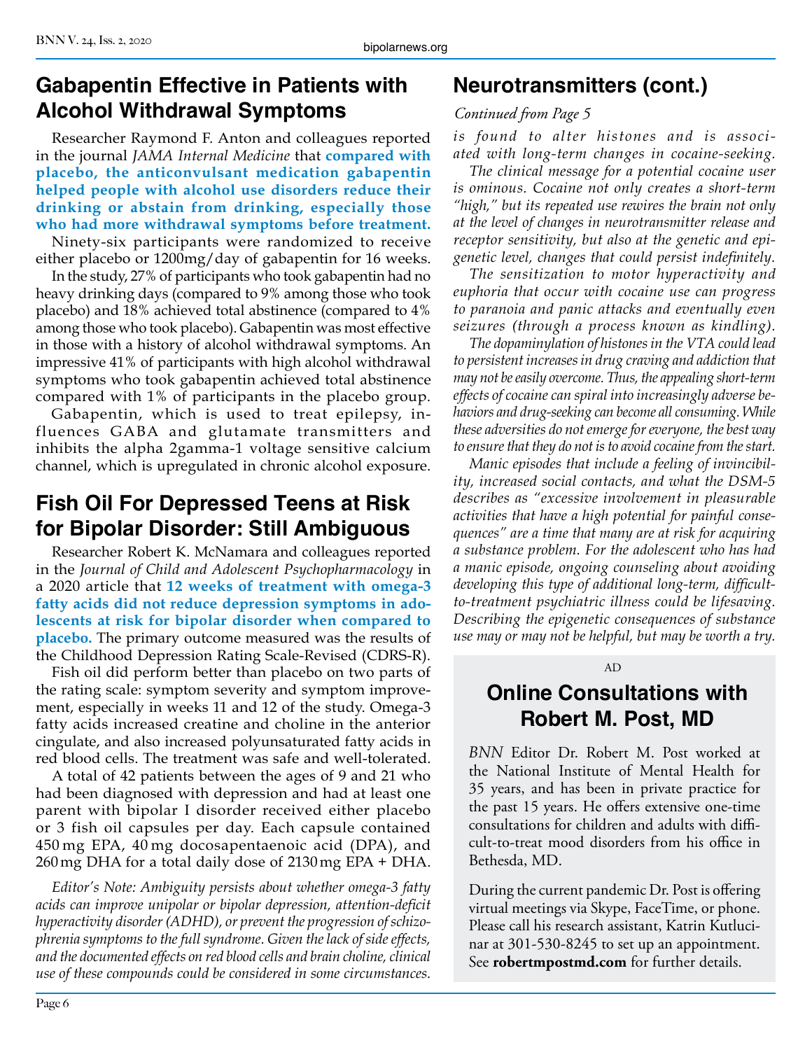## Gabapentin Effective in Patients with Alcohol Withdrawal Symptoms

Researcher Raymond F. Anton and colleagues reported in the journal *JAMA Internal Medicine* that **compared with placebo, the anticonvulsant medication gabapentin helped people with alcohol use disorders reduce their drinking or abstain from drinking, especially those who had more withdrawal symptoms before treatment.**

Ninety-six participants were randomized to receive either placebo or 1200mg/day of gabapentin for 16 weeks.

In the study, 27% of participants who took gabapentin had no heavy drinking days (compared to 9% among those who took placebo) and 18% achieved total abstinence (compared to 4% among those who took placebo). Gabapentin was most effective in those with a history of alcohol withdrawal symptoms. An impressive 41% of participants with high alcohol withdrawal symptoms who took gabapentin achieved total abstinence compared with 1% of participants in the placebo group.

Gabapentin, which is used to treat epilepsy, influences GABA and glutamate transmitters and inhibits the alpha 2gamma-1 voltage sensitive calcium channel, which is upregulated in chronic alcohol exposure.

## Fish Oil For Depressed Teens at Risk for Bipolar Disorder: Still Ambiguous

Researcher Robert K. McNamara and colleagues reported in the *Journal of Child and Adolescent Psychopharmacology* in a 2020 article that **12 weeks of treatment with omega-3 fatty acids did not reduce depression symptoms in adolescents at risk for bipolar disorder when compared to placebo.** The primary outcome measured was the results of the Childhood Depression Rating Scale-Revised (CDRS-R).

Fish oil did perform better than placebo on two parts of the rating scale: symptom severity and symptom improvement, especially in weeks 11 and 12 of the study. Omega-3 fatty acids increased creatine and choline in the anterior cingulate, and also increased polyunsaturated fatty acids in red blood cells. The treatment was safe and well-tolerated.

A total of 42 patients between the ages of 9 and 21 who had been diagnosed with depression and had at least one parent with bipolar I disorder received either placebo or 3 fish oil capsules per day. Each capsule contained 450 mg EPA, 40 mg docosapentaenoic acid (DPA), and 260 mg DHA for a total daily dose of 2130 mg EPA + DHA.

*Editor's Note: Ambiguity persists about whether omega-3 fatty acids can improve unipolar or bipolar depression, attention-deficit hyperactivity disorder (ADHD), or prevent the progression of schizophrenia symptoms to the full syndrome. Given the lack of side effects, and the documented effects on red blood cells and brain choline, clinical use of these compounds could be considered in some circumstances.*

## Neurotransmitters (cont.)

*Continued from Page 5*

*is found to alter histones and is associated with long-term changes in cocaine-seeking.*

*The clinical message for a potential cocaine user is ominous. Cocaine not only creates a short-term "high," but its repeated use rewires the brain not only at the level of changes in neurotransmitter release and receptor sensitivity, but also at the genetic and epigenetic level, changes that could persist indefinitely.*

*The sensitization to motor hyperactivity and euphoria that occur with cocaine use can progress to paranoia and panic attacks and eventually even seizures (through a process known as kindling).*

*The dopaminylation of histones in the VTA could lead to persistent increases in drug craving and addiction that may not be easily overcome. Thus, the appealing short-term effects of cocaine can spiral into increasingly adverse behaviors and drug-seeking can become all consuming. While these adversities do not emerge for everyone, the best way to ensure that they do not is to avoid cocaine from the start.*

*Manic episodes that include a feeling of invincibility, increased social contacts, and what the DSM-5 describes as "excessive involvement in pleasurable activities that have a high potential for painful consequences" are a time that many are at risk for acquiring a substance problem. For the adolescent who has had a manic episode, ongoing counseling about avoiding developing this type of additional long-term, difficult-to-treatment psychiatric illness could be lifesaving. Describing the epigenetic consequences of substance use may or may not be helpful, but may be worth a try.*

AD

### Online Consultations with Robert M. Post, MD

*BNN* Editor Dr. Robert M. Post worked at the National Institute of Mental Health for 35 years, and has been in private practice for the past 15 years. He offers extensive one-time consultations for children and adults with difficult-to-treat mood disorders from his office in Bethesda, MD.

During the current pandemic Dr. Post is offering virtual meetings via Skype, FaceTime, or phone. Please call his research assistant, Katrin Kutlucinar at 301-530-8245 to set up an appointment. See **robertmpostmd.com** for further details.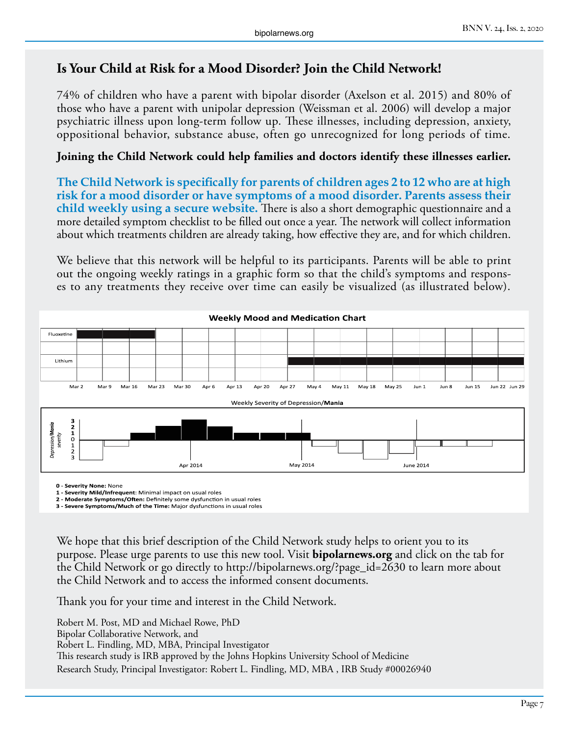## Is Your Child at Risk for a Mood Disorder? Join the Child Network!

74% of children who have a parent with bipolar disorder (Axelson et al. 2015) and 80% of those who have a parent with unipolar depression (Weissman et al. 2006) will develop a major psychiatric illness upon long-term follow up. These illnesses, including depression, anxiety, oppositional behavior, substance abuse, often go unrecognized for long periods of time.

**Joining the Child Network could help families and doctors identify these illnesses earlier.**

**The Child Network is specifically for parents of children ages 2 to 12 who are at high risk for a mood disorder or have symptoms of a mood disorder. Parents assess their child weekly using a secure website.** There is also a short demographic questionnaire and a more detailed symptom checklist to be filled out once a year. The network will collect information about which treatments children are already taking, how effective they are, and for which children.

We believe that this network will be helpful to its participants. Parents will be able to print out the ongoing weekly ratings in a graphic form so that the child's symptoms and responses to any treatments they receive over time can easily be visualized (as illustrated below).

**Weekly Mood and Medication Chart**

Fluoxetine · Lithium

Mar 2 · Mar 9 · Mar 16 · Mar 23 · Mar 30 · Apr 6 · Apr 13 · Apr 20 · Apr 27 · May 4 · May 11 · May 18 · May 25 · Jun 1 · Jun 8 · Jun 15 · Jun 22 · Jun 29

Weekly Severity of Depression/**Mania**

*Depression/**Mania** severity*: 3, 2, 1, 0, 1, 2, 3

Apr 2014 · May 2014 · June 2014

**0 - Severity None:** None
**1 - Severity Mild/Infrequent**: Minimal impact on usual roles
**2 - Moderate Symptoms/Often:** Definitely some dysfunction in usual roles
**3 - Severe Symptoms/Much of the Time:** Major dysfunctions in usual roles

We hope that this brief description of the Child Network study helps to orient you to its purpose. Please urge parents to use this new tool. Visit **bipolarnews.org** and click on the tab for the Child Network or go directly to http://bipolarnews.org/?page_id=2630 to learn more about the Child Network and to access the informed consent documents.

Thank you for your time and interest in the Child Network.

Robert M. Post, MD and Michael Rowe, PhD
Bipolar Collaborative Network, and
Robert L. Findling, MD, MBA, Principal Investigator
This research study is IRB approved by the Johns Hopkins University School of Medicine
Research Study, Principal Investigator: Robert L. Findling, MD, MBA , IRB Study #00026940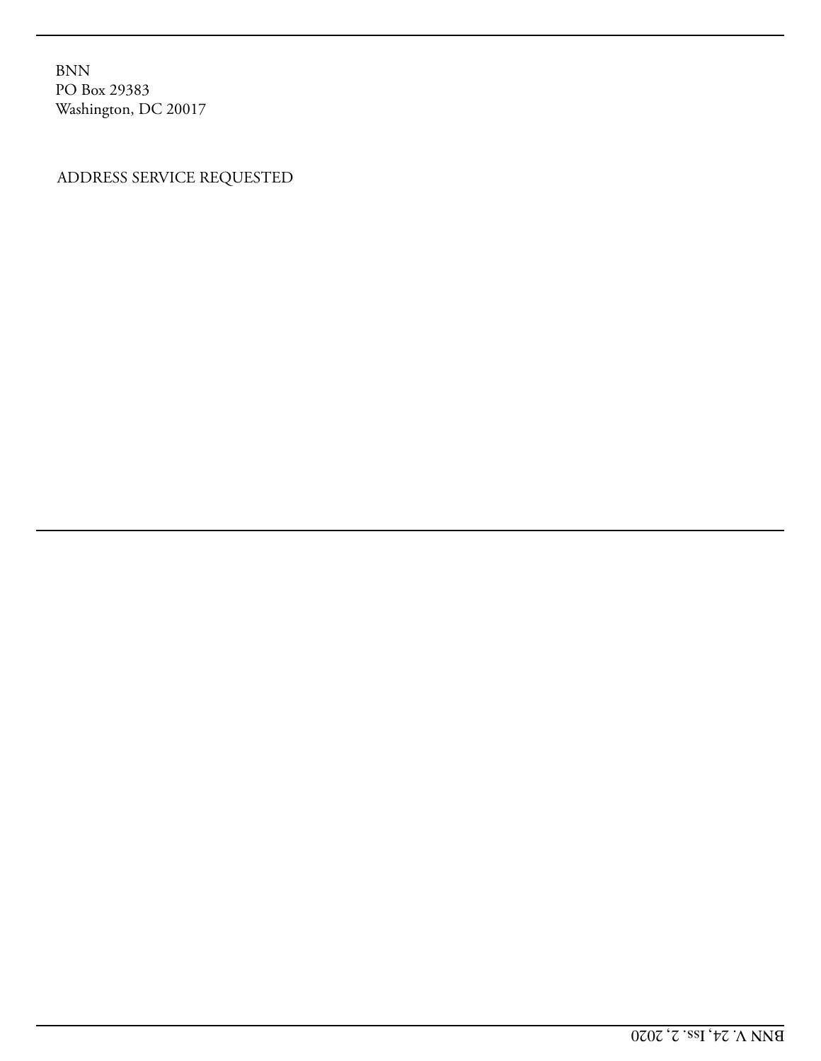BNN
PO Box 29383
Washington, DC 20017

ADDRESS SERVICE REQUESTED